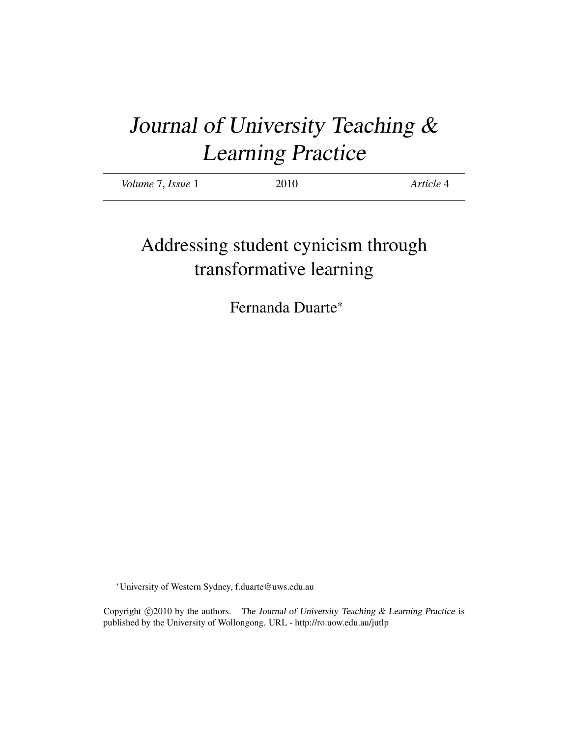# *Journal of University Teaching & Learning Practice*

| *Volume* 7, *Issue* 1 | 2010 | *Article* 4 |
|---|---|---|

## Addressing student cynicism through transformative learning

Fernanda Duarte[*]

[*]University of Western Sydney, f.duarte@uws.edu.au

Copyright ©2010 by the authors. *The Journal of University Teaching & Learning Practice* is published by the University of Wollongong. URL - http://ro.uow.edu.au/jutlp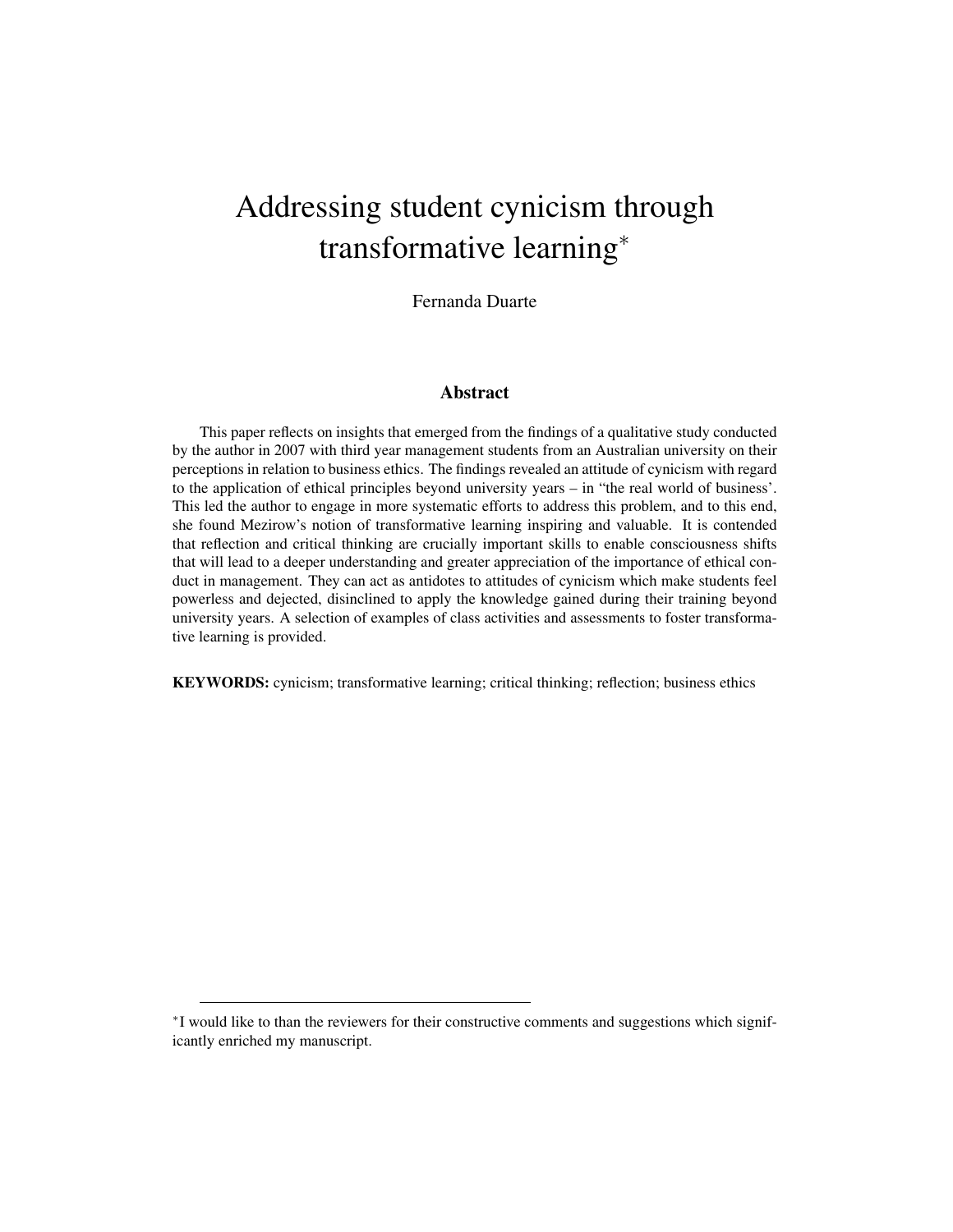# Addressing student cynicism through transformative learning[*]

Fernanda Duarte

## Abstract

This paper reflects on insights that emerged from the findings of a qualitative study conducted by the author in 2007 with third year management students from an Australian university on their perceptions in relation to business ethics. The findings revealed an attitude of cynicism with regard to the application of ethical principles beyond university years – in "the real world of business'. This led the author to engage in more systematic efforts to address this problem, and to this end, she found Mezirow's notion of transformative learning inspiring and valuable. It is contended that reflection and critical thinking are crucially important skills to enable consciousness shifts that will lead to a deeper understanding and greater appreciation of the importance of ethical conduct in management. They can act as antidotes to attitudes of cynicism which make students feel powerless and dejected, disinclined to apply the knowledge gained during their training beyond university years. A selection of examples of class activities and assessments to foster transformative learning is provided.

**KEYWORDS:** cynicism; transformative learning; critical thinking; reflection; business ethics

[*] I would like to than the reviewers for their constructive comments and suggestions which significantly enriched my manuscript.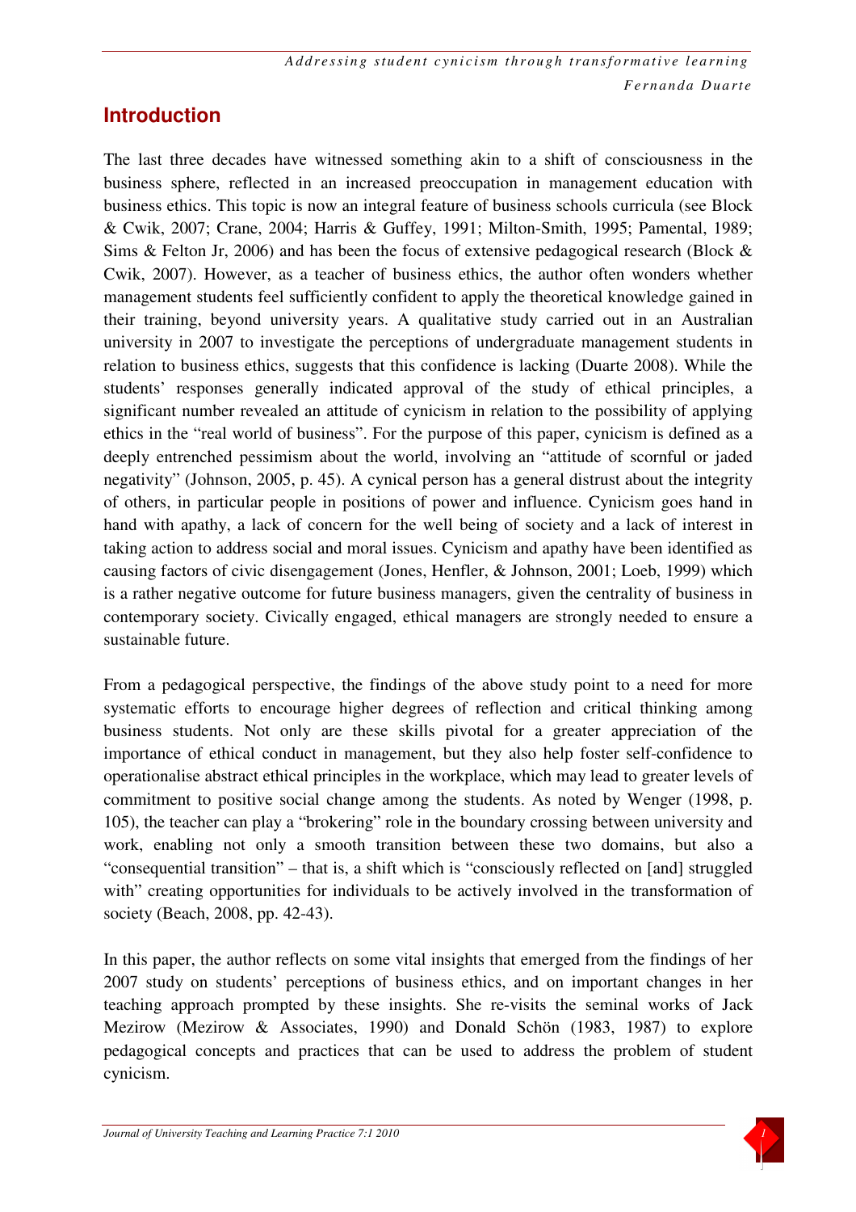## Introduction

The last three decades have witnessed something akin to a shift of consciousness in the business sphere, reflected in an increased preoccupation in management education with business ethics. This topic is now an integral feature of business schools curricula (see Block & Cwik, 2007; Crane, 2004; Harris & Guffey, 1991; Milton-Smith, 1995; Pamental, 1989; Sims & Felton Jr, 2006) and has been the focus of extensive pedagogical research (Block & Cwik, 2007). However, as a teacher of business ethics, the author often wonders whether management students feel sufficiently confident to apply the theoretical knowledge gained in their training, beyond university years. A qualitative study carried out in an Australian university in 2007 to investigate the perceptions of undergraduate management students in relation to business ethics, suggests that this confidence is lacking (Duarte 2008). While the students' responses generally indicated approval of the study of ethical principles, a significant number revealed an attitude of cynicism in relation to the possibility of applying ethics in the "real world of business". For the purpose of this paper, cynicism is defined as a deeply entrenched pessimism about the world, involving an "attitude of scornful or jaded negativity" (Johnson, 2005, p. 45). A cynical person has a general distrust about the integrity of others, in particular people in positions of power and influence. Cynicism goes hand in hand with apathy, a lack of concern for the well being of society and a lack of interest in taking action to address social and moral issues. Cynicism and apathy have been identified as causing factors of civic disengagement (Jones, Henfler, & Johnson, 2001; Loeb, 1999) which is a rather negative outcome for future business managers, given the centrality of business in contemporary society. Civically engaged, ethical managers are strongly needed to ensure a sustainable future.

From a pedagogical perspective, the findings of the above study point to a need for more systematic efforts to encourage higher degrees of reflection and critical thinking among business students. Not only are these skills pivotal for a greater appreciation of the importance of ethical conduct in management, but they also help foster self-confidence to operationalise abstract ethical principles in the workplace, which may lead to greater levels of commitment to positive social change among the students. As noted by Wenger (1998, p. 105), the teacher can play a "brokering" role in the boundary crossing between university and work, enabling not only a smooth transition between these two domains, but also a "consequential transition" – that is, a shift which is "consciously reflected on [and] struggled with" creating opportunities for individuals to be actively involved in the transformation of society (Beach, 2008, pp. 42-43).

In this paper, the author reflects on some vital insights that emerged from the findings of her 2007 study on students' perceptions of business ethics, and on important changes in her teaching approach prompted by these insights. She re-visits the seminal works of Jack Mezirow (Mezirow & Associates, 1990) and Donald Schön (1983, 1987) to explore pedagogical concepts and practices that can be used to address the problem of student cynicism.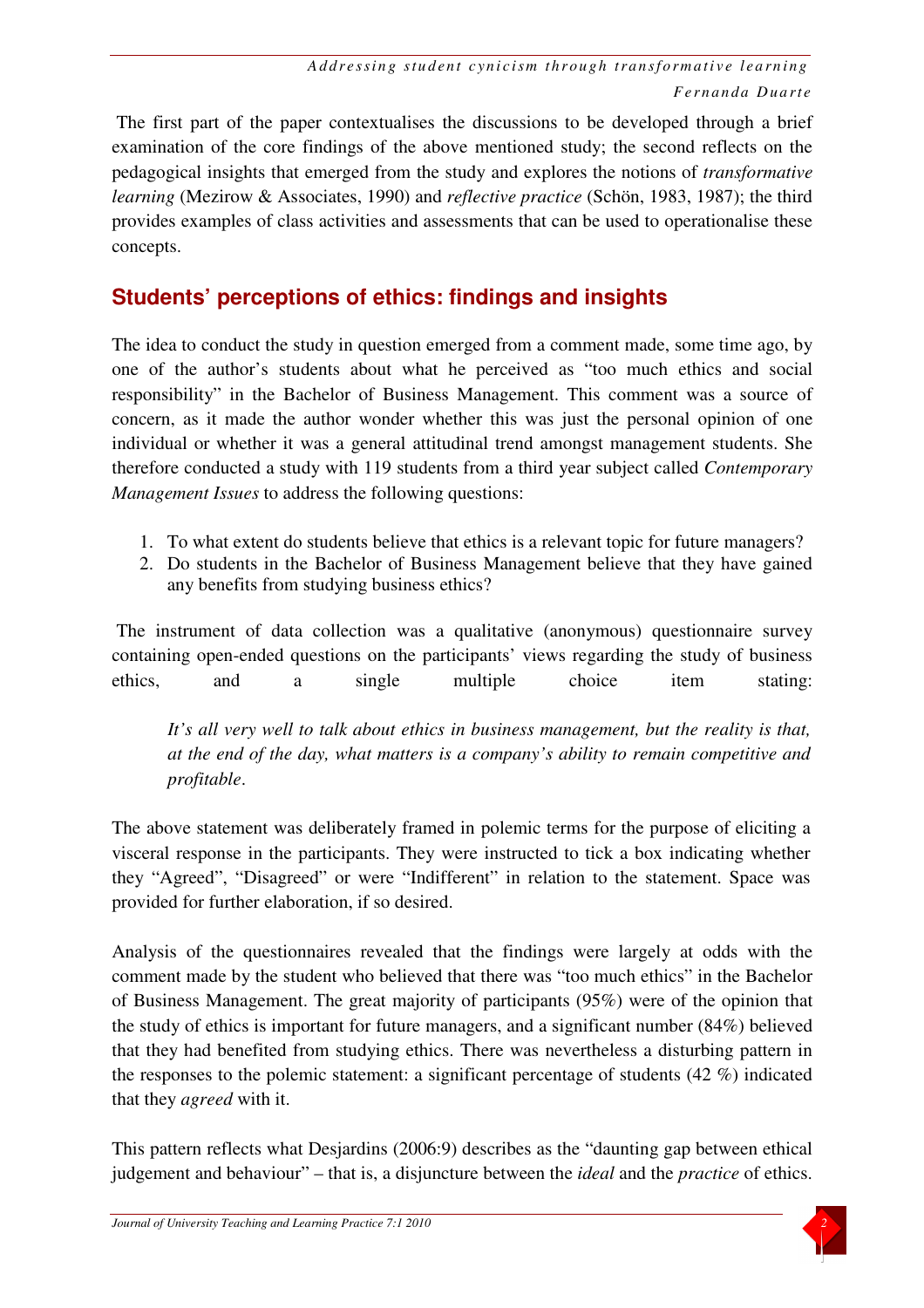The first part of the paper contextualises the discussions to be developed through a brief examination of the core findings of the above mentioned study; the second reflects on the pedagogical insights that emerged from the study and explores the notions of *transformative learning* (Mezirow & Associates, 1990) and *reflective practice* (Schön, 1983, 1987); the third provides examples of class activities and assessments that can be used to operationalise these concepts.

## Students' perceptions of ethics: findings and insights

The idea to conduct the study in question emerged from a comment made, some time ago, by one of the author's students about what he perceived as "too much ethics and social responsibility" in the Bachelor of Business Management. This comment was a source of concern, as it made the author wonder whether this was just the personal opinion of one individual or whether it was a general attitudinal trend amongst management students. She therefore conducted a study with 119 students from a third year subject called *Contemporary Management Issues* to address the following questions:

1. To what extent do students believe that ethics is a relevant topic for future managers?
2. Do students in the Bachelor of Business Management believe that they have gained any benefits from studying business ethics?

The instrument of data collection was a qualitative (anonymous) questionnaire survey containing open-ended questions on the participants' views regarding the study of business ethics, and a single multiple choice item stating:

> *It's all very well to talk about ethics in business management, but the reality is that, at the end of the day, what matters is a company's ability to remain competitive and profitable*.

The above statement was deliberately framed in polemic terms for the purpose of eliciting a visceral response in the participants. They were instructed to tick a box indicating whether they "Agreed", "Disagreed" or were "Indifferent" in relation to the statement. Space was provided for further elaboration, if so desired.

Analysis of the questionnaires revealed that the findings were largely at odds with the comment made by the student who believed that there was "too much ethics" in the Bachelor of Business Management. The great majority of participants (95%) were of the opinion that the study of ethics is important for future managers, and a significant number (84%) believed that they had benefited from studying ethics. There was nevertheless a disturbing pattern in the responses to the polemic statement: a significant percentage of students (42 %) indicated that they *agreed* with it.

This pattern reflects what Desjardins (2006:9) describes as the "daunting gap between ethical judgement and behaviour" – that is, a disjuncture between the *ideal* and the *practice* of ethics.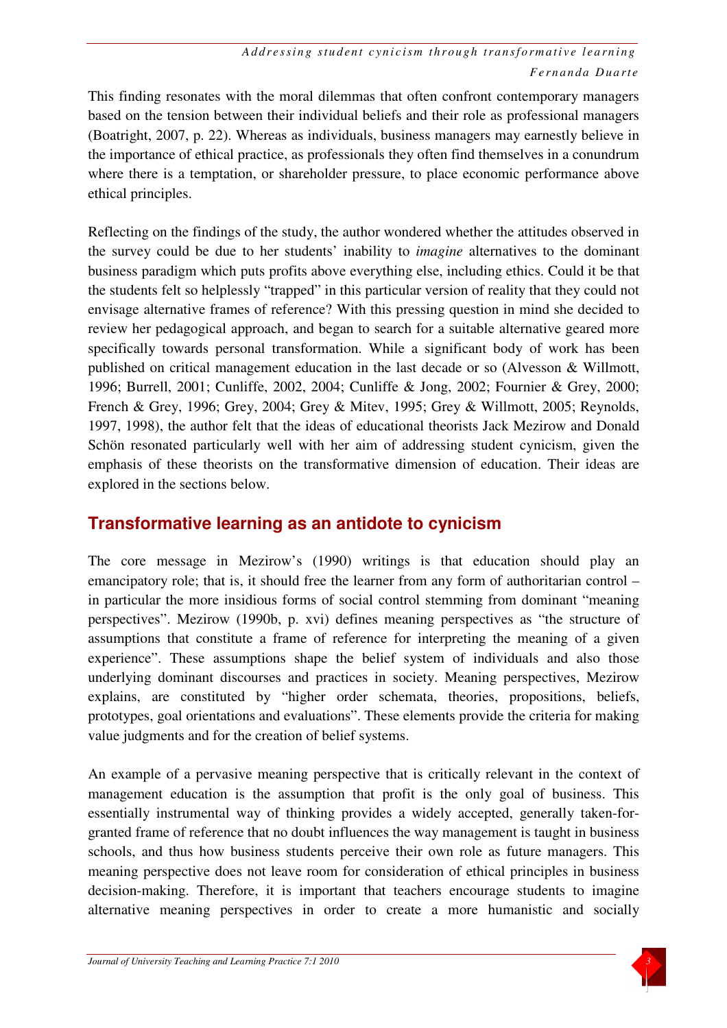This finding resonates with the moral dilemmas that often confront contemporary managers based on the tension between their individual beliefs and their role as professional managers (Boatright, 2007, p. 22). Whereas as individuals, business managers may earnestly believe in the importance of ethical practice, as professionals they often find themselves in a conundrum where there is a temptation, or shareholder pressure, to place economic performance above ethical principles.

Reflecting on the findings of the study, the author wondered whether the attitudes observed in the survey could be due to her students' inability to *imagine* alternatives to the dominant business paradigm which puts profits above everything else, including ethics. Could it be that the students felt so helplessly "trapped" in this particular version of reality that they could not envisage alternative frames of reference? With this pressing question in mind she decided to review her pedagogical approach, and began to search for a suitable alternative geared more specifically towards personal transformation. While a significant body of work has been published on critical management education in the last decade or so (Alvesson & Willmott, 1996; Burrell, 2001; Cunliffe, 2002, 2004; Cunliffe & Jong, 2002; Fournier & Grey, 2000; French & Grey, 1996; Grey, 2004; Grey & Mitev, 1995; Grey & Willmott, 2005; Reynolds, 1997, 1998), the author felt that the ideas of educational theorists Jack Mezirow and Donald Schön resonated particularly well with her aim of addressing student cynicism, given the emphasis of these theorists on the transformative dimension of education. Their ideas are explored in the sections below.

## Transformative learning as an antidote to cynicism

The core message in Mezirow's (1990) writings is that education should play an emancipatory role; that is, it should free the learner from any form of authoritarian control – in particular the more insidious forms of social control stemming from dominant "meaning perspectives". Mezirow (1990b, p. xvi) defines meaning perspectives as "the structure of assumptions that constitute a frame of reference for interpreting the meaning of a given experience". These assumptions shape the belief system of individuals and also those underlying dominant discourses and practices in society. Meaning perspectives, Mezirow explains, are constituted by "higher order schemata, theories, propositions, beliefs, prototypes, goal orientations and evaluations". These elements provide the criteria for making value judgments and for the creation of belief systems.

An example of a pervasive meaning perspective that is critically relevant in the context of management education is the assumption that profit is the only goal of business. This essentially instrumental way of thinking provides a widely accepted, generally taken-for-granted frame of reference that no doubt influences the way management is taught in business schools, and thus how business students perceive their own role as future managers. This meaning perspective does not leave room for consideration of ethical principles in business decision-making. Therefore, it is important that teachers encourage students to imagine alternative meaning perspectives in order to create a more humanistic and socially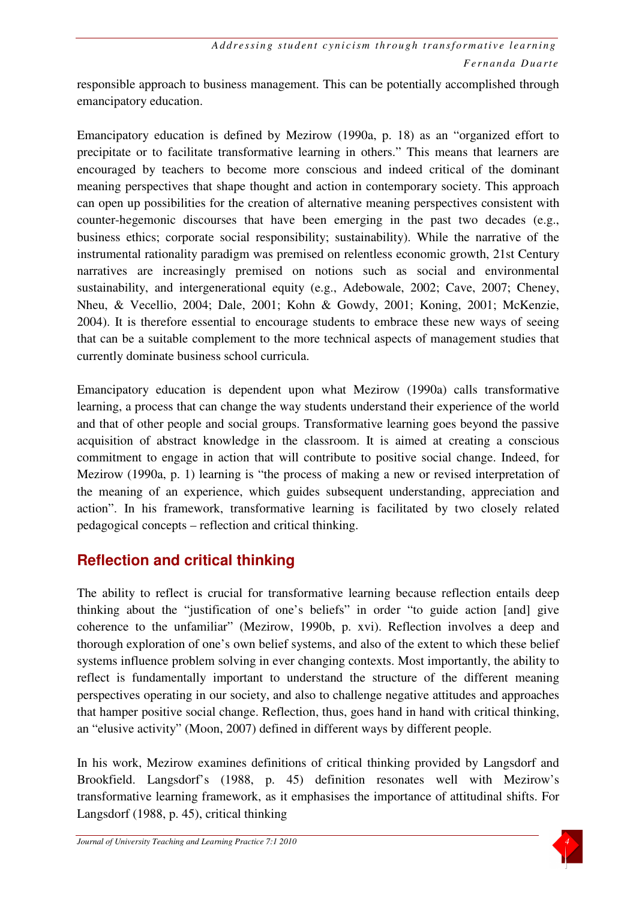responsible approach to business management. This can be potentially accomplished through emancipatory education.

Emancipatory education is defined by Mezirow (1990a, p. 18) as an "organized effort to precipitate or to facilitate transformative learning in others." This means that learners are encouraged by teachers to become more conscious and indeed critical of the dominant meaning perspectives that shape thought and action in contemporary society. This approach can open up possibilities for the creation of alternative meaning perspectives consistent with counter-hegemonic discourses that have been emerging in the past two decades (e.g., business ethics; corporate social responsibility; sustainability). While the narrative of the instrumental rationality paradigm was premised on relentless economic growth, 21st Century narratives are increasingly premised on notions such as social and environmental sustainability, and intergenerational equity (e.g., Adebowale, 2002; Cave, 2007; Cheney, Nheu, & Vecellio, 2004; Dale, 2001; Kohn & Gowdy, 2001; Koning, 2001; McKenzie, 2004). It is therefore essential to encourage students to embrace these new ways of seeing that can be a suitable complement to the more technical aspects of management studies that currently dominate business school curricula.

Emancipatory education is dependent upon what Mezirow (1990a) calls transformative learning, a process that can change the way students understand their experience of the world and that of other people and social groups. Transformative learning goes beyond the passive acquisition of abstract knowledge in the classroom. It is aimed at creating a conscious commitment to engage in action that will contribute to positive social change. Indeed, for Mezirow (1990a, p. 1) learning is "the process of making a new or revised interpretation of the meaning of an experience, which guides subsequent understanding, appreciation and action". In his framework, transformative learning is facilitated by two closely related pedagogical concepts – reflection and critical thinking.

## Reflection and critical thinking

The ability to reflect is crucial for transformative learning because reflection entails deep thinking about the "justification of one's beliefs" in order "to guide action [and] give coherence to the unfamiliar" (Mezirow, 1990b, p. xvi). Reflection involves a deep and thorough exploration of one's own belief systems, and also of the extent to which these belief systems influence problem solving in ever changing contexts. Most importantly, the ability to reflect is fundamentally important to understand the structure of the different meaning perspectives operating in our society, and also to challenge negative attitudes and approaches that hamper positive social change. Reflection, thus, goes hand in hand with critical thinking, an "elusive activity" (Moon, 2007) defined in different ways by different people.

In his work, Mezirow examines definitions of critical thinking provided by Langsdorf and Brookfield. Langsdorf's (1988, p. 45) definition resonates well with Mezirow's transformative learning framework, as it emphasises the importance of attitudinal shifts. For Langsdorf (1988, p. 45), critical thinking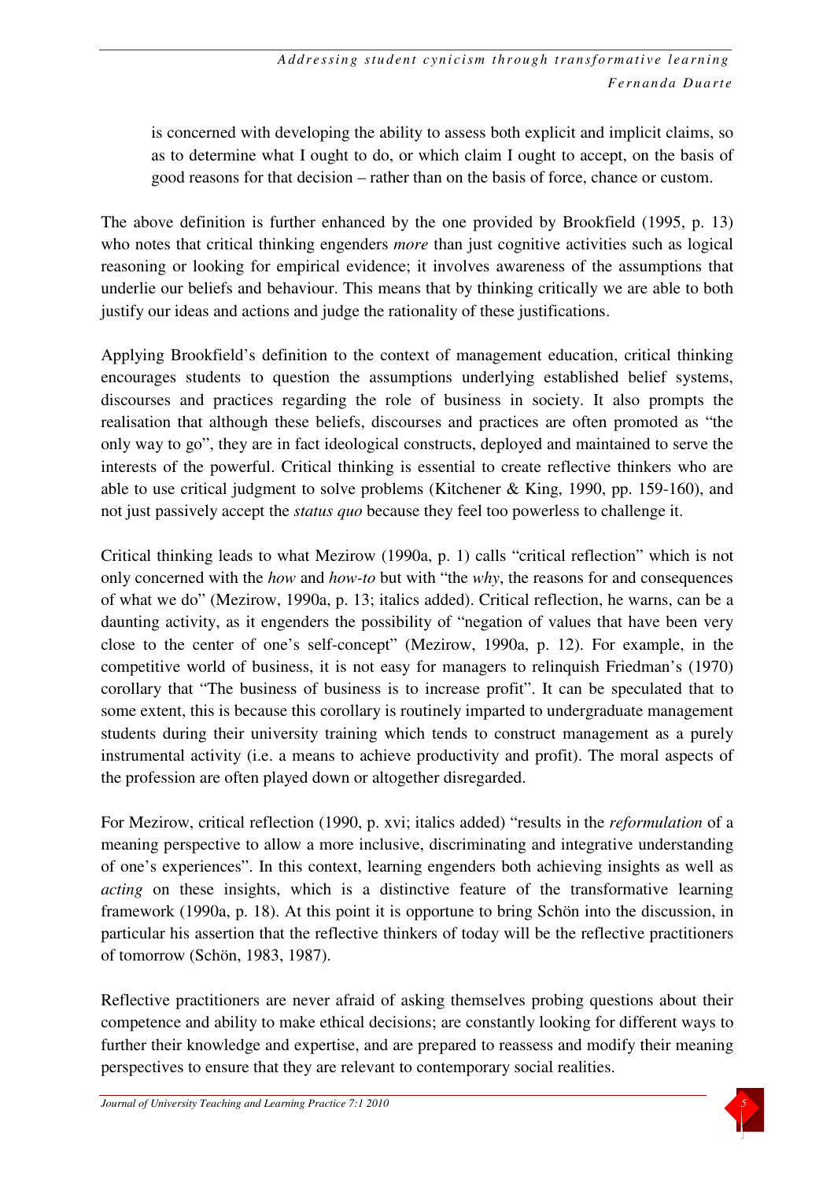> is concerned with developing the ability to assess both explicit and implicit claims, so as to determine what I ought to do, or which claim I ought to accept, on the basis of good reasons for that decision – rather than on the basis of force, chance or custom.

The above definition is further enhanced by the one provided by Brookfield (1995, p. 13) who notes that critical thinking engenders *more* than just cognitive activities such as logical reasoning or looking for empirical evidence; it involves awareness of the assumptions that underlie our beliefs and behaviour. This means that by thinking critically we are able to both justify our ideas and actions and judge the rationality of these justifications.

Applying Brookfield's definition to the context of management education, critical thinking encourages students to question the assumptions underlying established belief systems, discourses and practices regarding the role of business in society. It also prompts the realisation that although these beliefs, discourses and practices are often promoted as "the only way to go", they are in fact ideological constructs, deployed and maintained to serve the interests of the powerful. Critical thinking is essential to create reflective thinkers who are able to use critical judgment to solve problems (Kitchener & King, 1990, pp. 159-160), and not just passively accept the *status quo* because they feel too powerless to challenge it.

Critical thinking leads to what Mezirow (1990a, p. 1) calls "critical reflection" which is not only concerned with the *how* and *how-to* but with "the *why*, the reasons for and consequences of what we do" (Mezirow, 1990a, p. 13; italics added). Critical reflection, he warns, can be a daunting activity, as it engenders the possibility of "negation of values that have been very close to the center of one's self-concept" (Mezirow, 1990a, p. 12). For example, in the competitive world of business, it is not easy for managers to relinquish Friedman's (1970) corollary that "The business of business is to increase profit". It can be speculated that to some extent, this is because this corollary is routinely imparted to undergraduate management students during their university training which tends to construct management as a purely instrumental activity (i.e. a means to achieve productivity and profit). The moral aspects of the profession are often played down or altogether disregarded.

For Mezirow, critical reflection (1990, p. xvi; italics added) "results in the *reformulation* of a meaning perspective to allow a more inclusive, discriminating and integrative understanding of one's experiences". In this context, learning engenders both achieving insights as well as *acting* on these insights, which is a distinctive feature of the transformative learning framework (1990a, p. 18). At this point it is opportune to bring Schön into the discussion, in particular his assertion that the reflective thinkers of today will be the reflective practitioners of tomorrow (Schön, 1983, 1987).

Reflective practitioners are never afraid of asking themselves probing questions about their competence and ability to make ethical decisions; are constantly looking for different ways to further their knowledge and expertise, and are prepared to reassess and modify their meaning perspectives to ensure that they are relevant to contemporary social realities.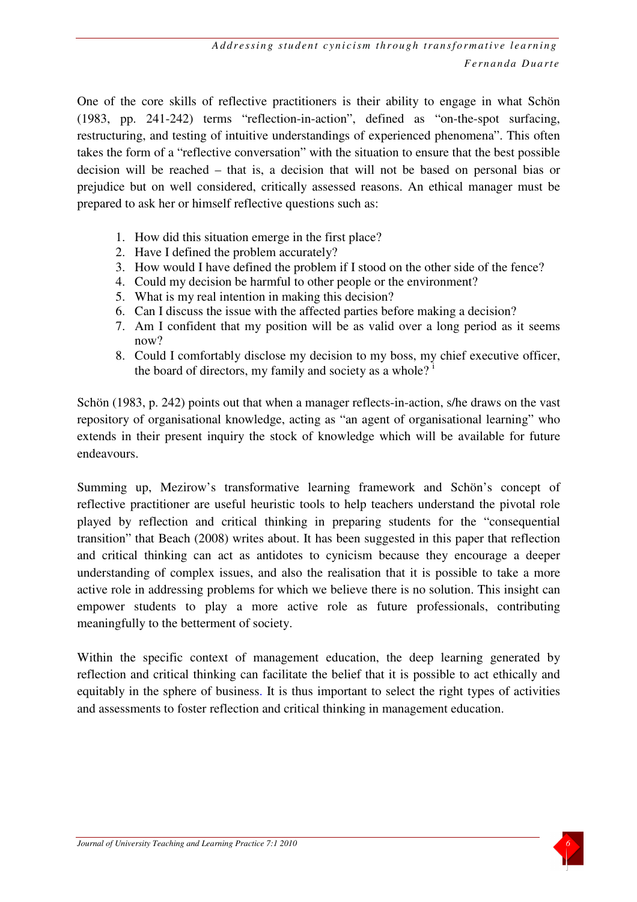One of the core skills of reflective practitioners is their ability to engage in what Schön (1983, pp. 241-242) terms "reflection-in-action", defined as "on-the-spot surfacing, restructuring, and testing of intuitive understandings of experienced phenomena". This often takes the form of a "reflective conversation" with the situation to ensure that the best possible decision will be reached – that is, a decision that will not be based on personal bias or prejudice but on well considered, critically assessed reasons. An ethical manager must be prepared to ask her or himself reflective questions such as:

1. How did this situation emerge in the first place?
2. Have I defined the problem accurately?
3. How would I have defined the problem if I stood on the other side of the fence?
4. Could my decision be harmful to other people or the environment?
5. What is my real intention in making this decision?
6. Can I discuss the issue with the affected parties before making a decision?
7. Am I confident that my position will be as valid over a long period as it seems now?
8. Could I comfortably disclose my decision to my boss, my chief executive officer, the board of directors, my family and society as a whole? [i]

Schön (1983, p. 242) points out that when a manager reflects-in-action, s/he draws on the vast repository of organisational knowledge, acting as "an agent of organisational learning" who extends in their present inquiry the stock of knowledge which will be available for future endeavours.

Summing up, Mezirow's transformative learning framework and Schön's concept of reflective practitioner are useful heuristic tools to help teachers understand the pivotal role played by reflection and critical thinking in preparing students for the "consequential transition" that Beach (2008) writes about. It has been suggested in this paper that reflection and critical thinking can act as antidotes to cynicism because they encourage a deeper understanding of complex issues, and also the realisation that it is possible to take a more active role in addressing problems for which we believe there is no solution. This insight can empower students to play a more active role as future professionals, contributing meaningfully to the betterment of society.

Within the specific context of management education, the deep learning generated by reflection and critical thinking can facilitate the belief that it is possible to act ethically and equitably in the sphere of business. It is thus important to select the right types of activities and assessments to foster reflection and critical thinking in management education.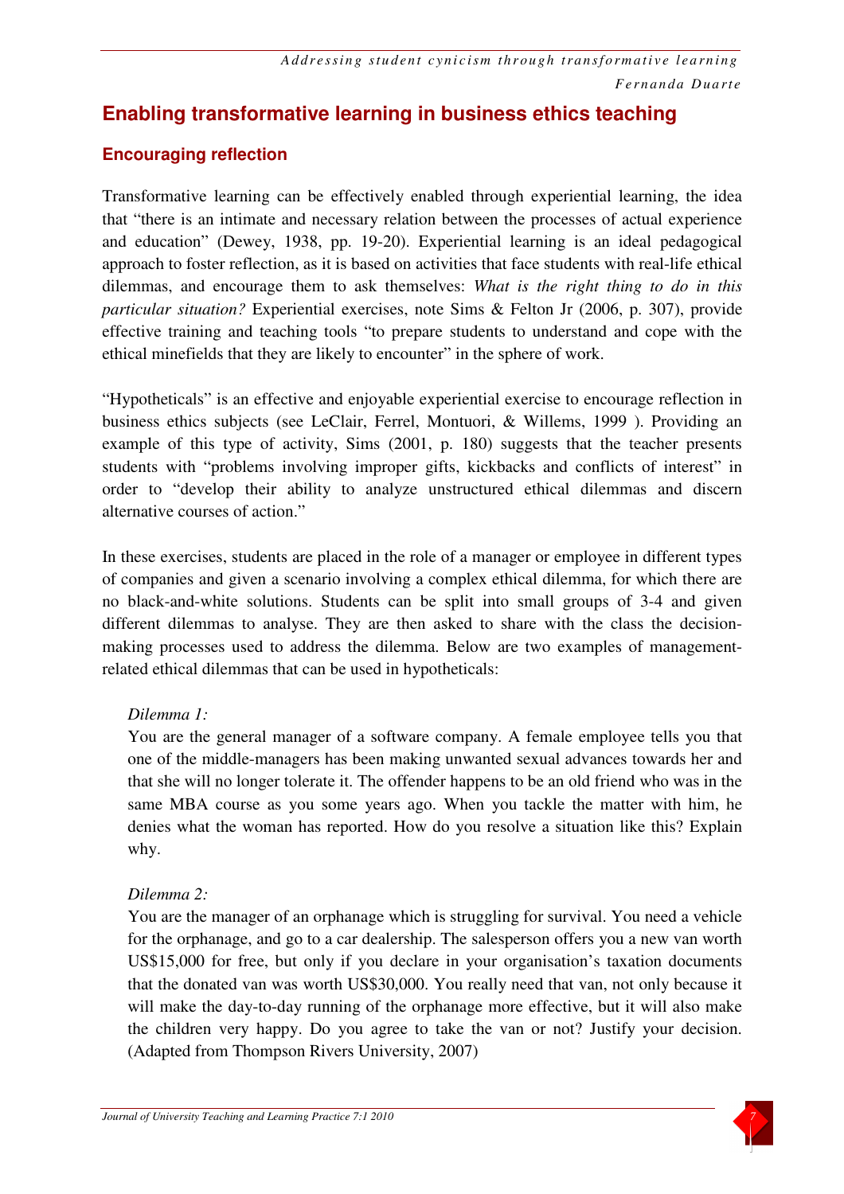## Enabling transformative learning in business ethics teaching

### Encouraging reflection

Transformative learning can be effectively enabled through experiential learning, the idea that "there is an intimate and necessary relation between the processes of actual experience and education" (Dewey, 1938, pp. 19-20). Experiential learning is an ideal pedagogical approach to foster reflection, as it is based on activities that face students with real-life ethical dilemmas, and encourage them to ask themselves: *What is the right thing to do in this particular situation?* Experiential exercises, note Sims & Felton Jr (2006, p. 307), provide effective training and teaching tools "to prepare students to understand and cope with the ethical minefields that they are likely to encounter" in the sphere of work.

"Hypotheticals" is an effective and enjoyable experiential exercise to encourage reflection in business ethics subjects (see LeClair, Ferrel, Montuori, & Willems, 1999 ). Providing an example of this type of activity, Sims (2001, p. 180) suggests that the teacher presents students with "problems involving improper gifts, kickbacks and conflicts of interest" in order to "develop their ability to analyze unstructured ethical dilemmas and discern alternative courses of action."

In these exercises, students are placed in the role of a manager or employee in different types of companies and given a scenario involving a complex ethical dilemma, for which there are no black-and-white solutions. Students can be split into small groups of 3-4 and given different dilemmas to analyse. They are then asked to share with the class the decision-making processes used to address the dilemma. Below are two examples of management-related ethical dilemmas that can be used in hypotheticals:

> *Dilemma 1:*
>
> You are the general manager of a software company. A female employee tells you that one of the middle-managers has been making unwanted sexual advances towards her and that she will no longer tolerate it. The offender happens to be an old friend who was in the same MBA course as you some years ago. When you tackle the matter with him, he denies what the woman has reported. How do you resolve a situation like this? Explain why.
>
> *Dilemma 2:*
>
> You are the manager of an orphanage which is struggling for survival. You need a vehicle for the orphanage, and go to a car dealership. The salesperson offers you a new van worth US$15,000 for free, but only if you declare in your organisation's taxation documents that the donated van was worth US$30,000. You really need that van, not only because it will make the day-to-day running of the orphanage more effective, but it will also make the children very happy. Do you agree to take the van or not? Justify your decision. (Adapted from Thompson Rivers University, 2007)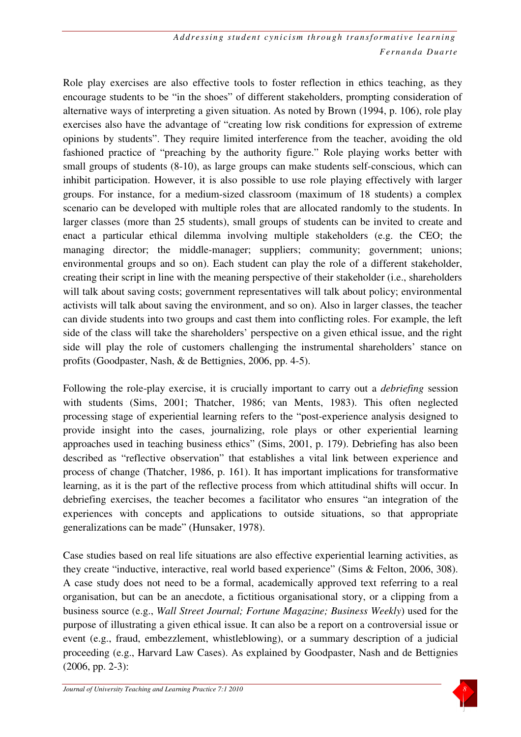Role play exercises are also effective tools to foster reflection in ethics teaching, as they encourage students to be "in the shoes" of different stakeholders, prompting consideration of alternative ways of interpreting a given situation. As noted by Brown (1994, p. 106), role play exercises also have the advantage of "creating low risk conditions for expression of extreme opinions by students". They require limited interference from the teacher, avoiding the old fashioned practice of "preaching by the authority figure." Role playing works better with small groups of students (8-10), as large groups can make students self-conscious, which can inhibit participation. However, it is also possible to use role playing effectively with larger groups. For instance, for a medium-sized classroom (maximum of 18 students) a complex scenario can be developed with multiple roles that are allocated randomly to the students. In larger classes (more than 25 students), small groups of students can be invited to create and enact a particular ethical dilemma involving multiple stakeholders (e.g. the CEO; the managing director; the middle-manager; suppliers; community; government; unions; environmental groups and so on). Each student can play the role of a different stakeholder, creating their script in line with the meaning perspective of their stakeholder (i.e., shareholders will talk about saving costs; government representatives will talk about policy; environmental activists will talk about saving the environment, and so on). Also in larger classes, the teacher can divide students into two groups and cast them into conflicting roles. For example, the left side of the class will take the shareholders' perspective on a given ethical issue, and the right side will play the role of customers challenging the instrumental shareholders' stance on profits (Goodpaster, Nash, & de Bettignies, 2006, pp. 4-5).

Following the role-play exercise, it is crucially important to carry out a *debriefing* session with students (Sims, 2001; Thatcher, 1986; van Ments, 1983). This often neglected processing stage of experiential learning refers to the "post-experience analysis designed to provide insight into the cases, journalizing, role plays or other experiential learning approaches used in teaching business ethics" (Sims, 2001, p. 179). Debriefing has also been described as "reflective observation" that establishes a vital link between experience and process of change (Thatcher, 1986, p. 161). It has important implications for transformative learning, as it is the part of the reflective process from which attitudinal shifts will occur. In debriefing exercises, the teacher becomes a facilitator who ensures "an integration of the experiences with concepts and applications to outside situations, so that appropriate generalizations can be made" (Hunsaker, 1978).

Case studies based on real life situations are also effective experiential learning activities, as they create "inductive, interactive, real world based experience" (Sims & Felton, 2006, 308). A case study does not need to be a formal, academically approved text referring to a real organisation, but can be an anecdote, a fictitious organisational story, or a clipping from a business source (e.g., *Wall Street Journal; Fortune Magazine; Business Weekly*) used for the purpose of illustrating a given ethical issue. It can also be a report on a controversial issue or event (e.g., fraud, embezzlement, whistleblowing), or a summary description of a judicial proceeding (e.g., Harvard Law Cases). As explained by Goodpaster, Nash and de Bettignies (2006, pp. 2-3):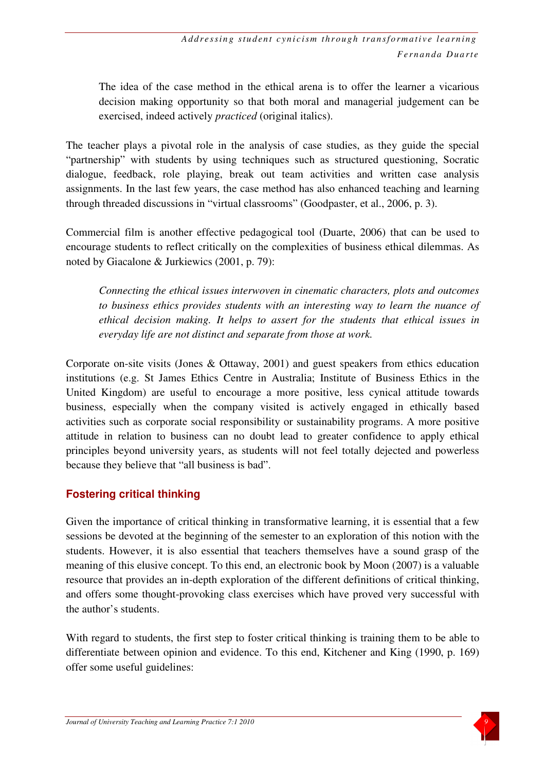> The idea of the case method in the ethical arena is to offer the learner a vicarious decision making opportunity so that both moral and managerial judgement can be exercised, indeed actively *practiced* (original italics).

The teacher plays a pivotal role in the analysis of case studies, as they guide the special "partnership" with students by using techniques such as structured questioning, Socratic dialogue, feedback, role playing, break out team activities and written case analysis assignments. In the last few years, the case method has also enhanced teaching and learning through threaded discussions in "virtual classrooms" (Goodpaster, et al., 2006, p. 3).

Commercial film is another effective pedagogical tool (Duarte, 2006) that can be used to encourage students to reflect critically on the complexities of business ethical dilemmas. As noted by Giacalone & Jurkiewics (2001, p. 79):

> *Connecting the ethical issues interwoven in cinematic characters, plots and outcomes to business ethics provides students with an interesting way to learn the nuance of ethical decision making. It helps to assert for the students that ethical issues in everyday life are not distinct and separate from those at work.*

Corporate on-site visits (Jones & Ottaway, 2001) and guest speakers from ethics education institutions (e.g. St James Ethics Centre in Australia; Institute of Business Ethics in the United Kingdom) are useful to encourage a more positive, less cynical attitude towards business, especially when the company visited is actively engaged in ethically based activities such as corporate social responsibility or sustainability programs. A more positive attitude in relation to business can no doubt lead to greater confidence to apply ethical principles beyond university years, as students will not feel totally dejected and powerless because they believe that "all business is bad".

## Fostering critical thinking

Given the importance of critical thinking in transformative learning, it is essential that a few sessions be devoted at the beginning of the semester to an exploration of this notion with the students. However, it is also essential that teachers themselves have a sound grasp of the meaning of this elusive concept. To this end, an electronic book by Moon (2007) is a valuable resource that provides an in-depth exploration of the different definitions of critical thinking, and offers some thought-provoking class exercises which have proved very successful with the author's students.

With regard to students, the first step to foster critical thinking is training them to be able to differentiate between opinion and evidence. To this end, Kitchener and King (1990, p. 169) offer some useful guidelines: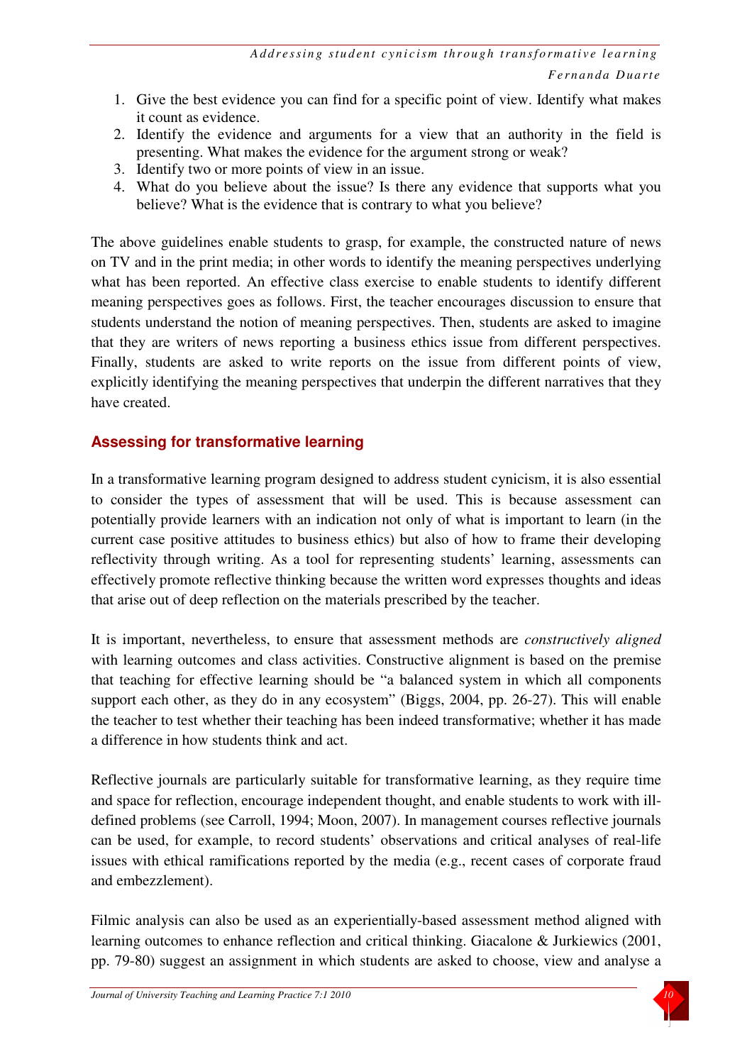1. Give the best evidence you can find for a specific point of view. Identify what makes it count as evidence.
2. Identify the evidence and arguments for a view that an authority in the field is presenting. What makes the evidence for the argument strong or weak?
3. Identify two or more points of view in an issue.
4. What do you believe about the issue? Is there any evidence that supports what you believe? What is the evidence that is contrary to what you believe?

The above guidelines enable students to grasp, for example, the constructed nature of news on TV and in the print media; in other words to identify the meaning perspectives underlying what has been reported. An effective class exercise to enable students to identify different meaning perspectives goes as follows. First, the teacher encourages discussion to ensure that students understand the notion of meaning perspectives. Then, students are asked to imagine that they are writers of news reporting a business ethics issue from different perspectives. Finally, students are asked to write reports on the issue from different points of view, explicitly identifying the meaning perspectives that underpin the different narratives that they have created.

## Assessing for transformative learning

In a transformative learning program designed to address student cynicism, it is also essential to consider the types of assessment that will be used. This is because assessment can potentially provide learners with an indication not only of what is important to learn (in the current case positive attitudes to business ethics) but also of how to frame their developing reflectivity through writing. As a tool for representing students' learning, assessments can effectively promote reflective thinking because the written word expresses thoughts and ideas that arise out of deep reflection on the materials prescribed by the teacher.

It is important, nevertheless, to ensure that assessment methods are *constructively aligned* with learning outcomes and class activities. Constructive alignment is based on the premise that teaching for effective learning should be "a balanced system in which all components support each other, as they do in any ecosystem" (Biggs, 2004, pp. 26-27). This will enable the teacher to test whether their teaching has been indeed transformative; whether it has made a difference in how students think and act.

Reflective journals are particularly suitable for transformative learning, as they require time and space for reflection, encourage independent thought, and enable students to work with ill-defined problems (see Carroll, 1994; Moon, 2007). In management courses reflective journals can be used, for example, to record students' observations and critical analyses of real-life issues with ethical ramifications reported by the media (e.g., recent cases of corporate fraud and embezzlement).

Filmic analysis can also be used as an experientially-based assessment method aligned with learning outcomes to enhance reflection and critical thinking. Giacalone & Jurkiewics (2001, pp. 79-80) suggest an assignment in which students are asked to choose, view and analyse a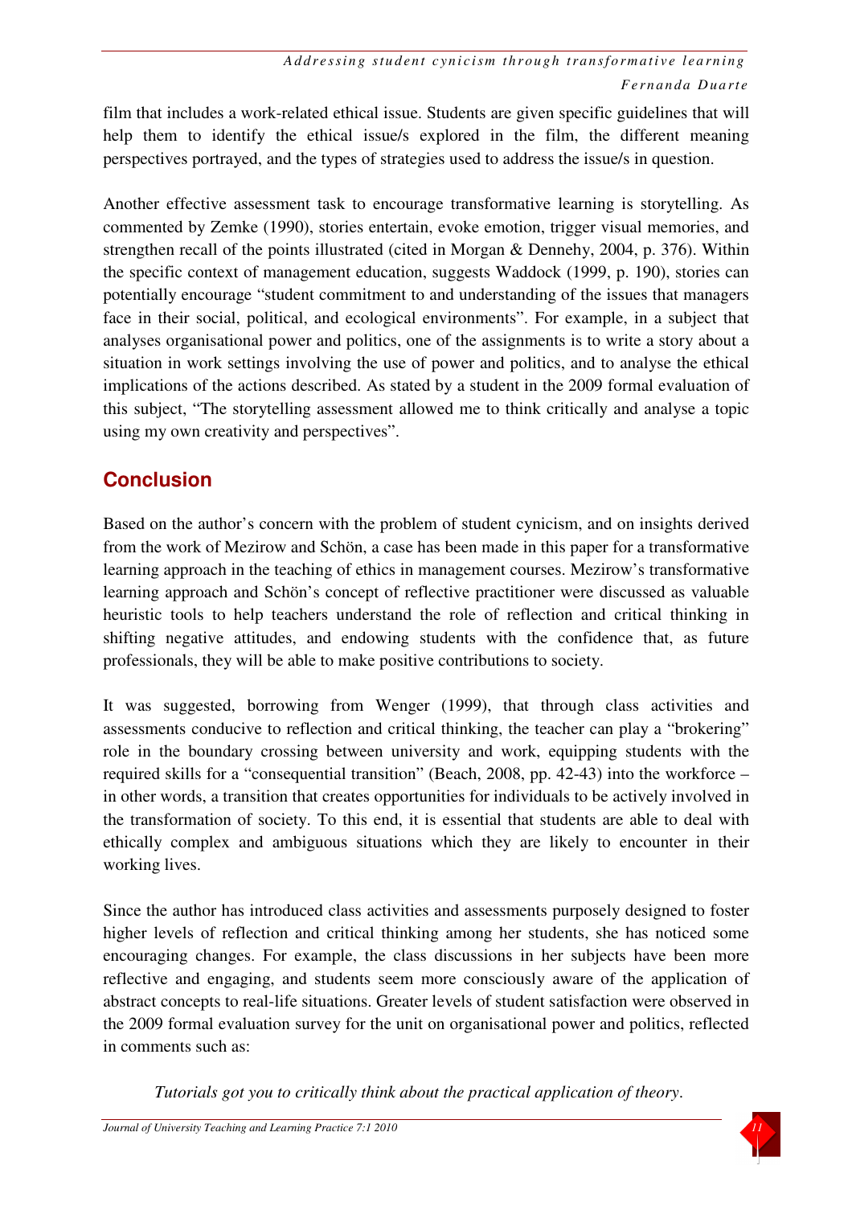film that includes a work-related ethical issue. Students are given specific guidelines that will help them to identify the ethical issue/s explored in the film, the different meaning perspectives portrayed, and the types of strategies used to address the issue/s in question.

Another effective assessment task to encourage transformative learning is storytelling. As commented by Zemke (1990), stories entertain, evoke emotion, trigger visual memories, and strengthen recall of the points illustrated (cited in Morgan & Dennehy, 2004, p. 376). Within the specific context of management education, suggests Waddock (1999, p. 190), stories can potentially encourage "student commitment to and understanding of the issues that managers face in their social, political, and ecological environments". For example, in a subject that analyses organisational power and politics, one of the assignments is to write a story about a situation in work settings involving the use of power and politics, and to analyse the ethical implications of the actions described. As stated by a student in the 2009 formal evaluation of this subject, "The storytelling assessment allowed me to think critically and analyse a topic using my own creativity and perspectives".

## Conclusion

Based on the author's concern with the problem of student cynicism, and on insights derived from the work of Mezirow and Schön, a case has been made in this paper for a transformative learning approach in the teaching of ethics in management courses. Mezirow's transformative learning approach and Schön's concept of reflective practitioner were discussed as valuable heuristic tools to help teachers understand the role of reflection and critical thinking in shifting negative attitudes, and endowing students with the confidence that, as future professionals, they will be able to make positive contributions to society.

It was suggested, borrowing from Wenger (1999), that through class activities and assessments conducive to reflection and critical thinking, the teacher can play a "brokering" role in the boundary crossing between university and work, equipping students with the required skills for a "consequential transition" (Beach, 2008, pp. 42-43) into the workforce – in other words, a transition that creates opportunities for individuals to be actively involved in the transformation of society. To this end, it is essential that students are able to deal with ethically complex and ambiguous situations which they are likely to encounter in their working lives.

Since the author has introduced class activities and assessments purposely designed to foster higher levels of reflection and critical thinking among her students, she has noticed some encouraging changes. For example, the class discussions in her subjects have been more reflective and engaging, and students seem more consciously aware of the application of abstract concepts to real-life situations. Greater levels of student satisfaction were observed in the 2009 formal evaluation survey for the unit on organisational power and politics, reflected in comments such as:

> *Tutorials got you to critically think about the practical application of theory.*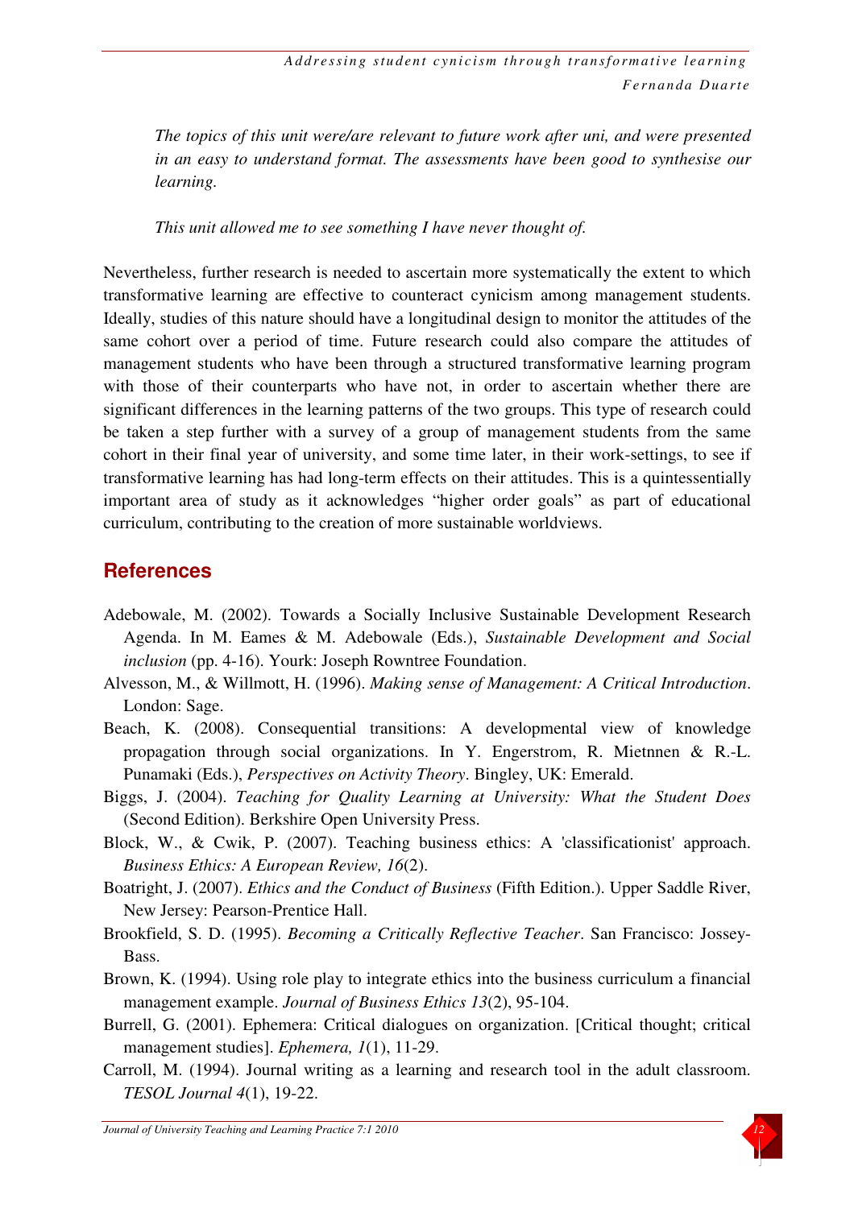*The topics of this unit were/are relevant to future work after uni, and were presented in an easy to understand format. The assessments have been good to synthesise our learning.*

*This unit allowed me to see something I have never thought of.*

Nevertheless, further research is needed to ascertain more systematically the extent to which transformative learning are effective to counteract cynicism among management students. Ideally, studies of this nature should have a longitudinal design to monitor the attitudes of the same cohort over a period of time. Future research could also compare the attitudes of management students who have been through a structured transformative learning program with those of their counterparts who have not, in order to ascertain whether there are significant differences in the learning patterns of the two groups. This type of research could be taken a step further with a survey of a group of management students from the same cohort in their final year of university, and some time later, in their work-settings, to see if transformative learning has had long-term effects on their attitudes. This is a quintessentially important area of study as it acknowledges "higher order goals" as part of educational curriculum, contributing to the creation of more sustainable worldviews.

## References

Adebowale, M. (2002). Towards a Socially Inclusive Sustainable Development Research Agenda. In M. Eames & M. Adebowale (Eds.), *Sustainable Development and Social inclusion* (pp. 4-16). Yourk: Joseph Rowntree Foundation.

Alvesson, M., & Willmott, H. (1996). *Making sense of Management: A Critical Introduction*. London: Sage.

Beach, K. (2008). Consequential transitions: A developmental view of knowledge propagation through social organizations. In Y. Engerstrom, R. Mietnnen & R.-L. Punamaki (Eds.), *Perspectives on Activity Theory*. Bingley, UK: Emerald.

Biggs, J. (2004). *Teaching for Quality Learning at University: What the Student Does* (Second Edition). Berkshire Open University Press.

Block, W., & Cwik, P. (2007). Teaching business ethics: A 'classificationist' approach. *Business Ethics: A European Review, 16*(2).

Boatright, J. (2007). *Ethics and the Conduct of Business* (Fifth Edition.). Upper Saddle River, New Jersey: Pearson-Prentice Hall.

Brookfield, S. D. (1995). *Becoming a Critically Reflective Teacher*. San Francisco: Jossey-Bass.

Brown, K. (1994). Using role play to integrate ethics into the business curriculum a financial management example. *Journal of Business Ethics 13*(2), 95-104.

Burrell, G. (2001). Ephemera: Critical dialogues on organization. [Critical thought; critical management studies]. *Ephemera, 1*(1), 11-29.

Carroll, M. (1994). Journal writing as a learning and research tool in the adult classroom. *TESOL Journal 4*(1), 19-22.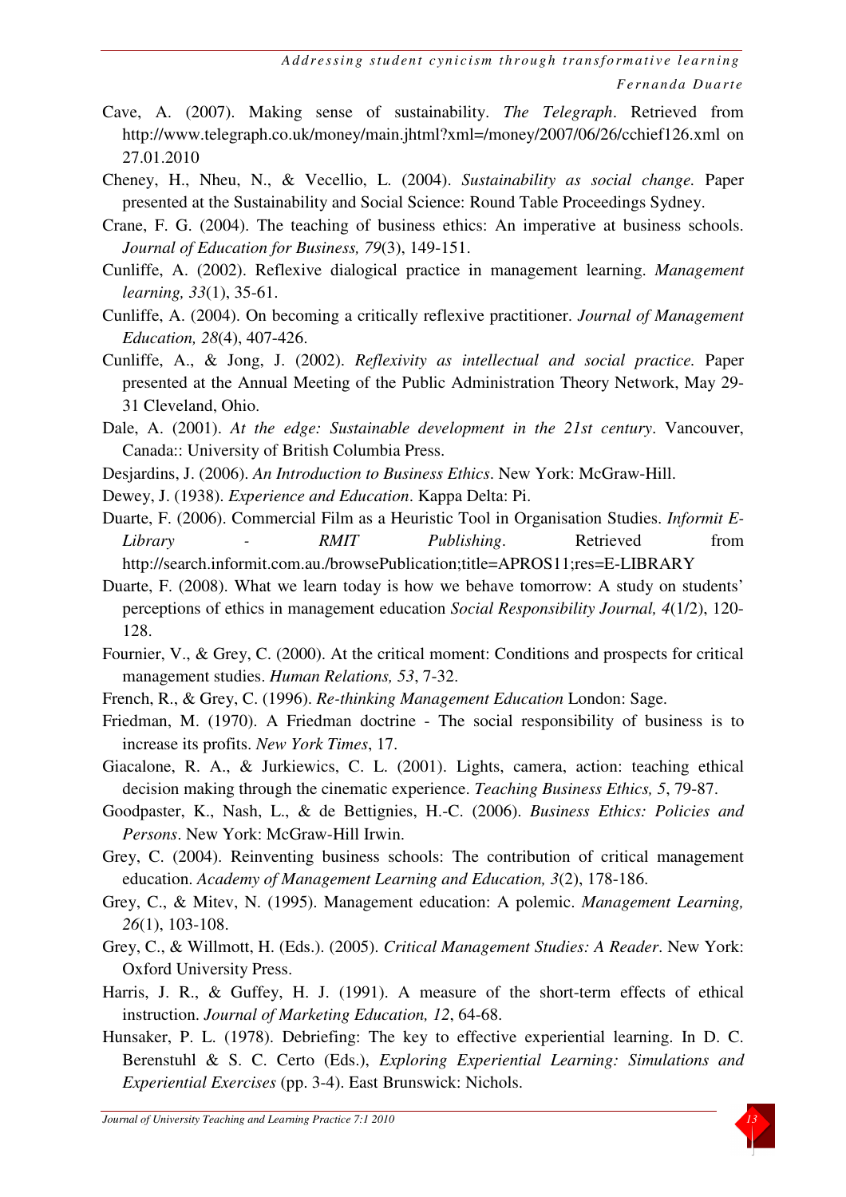Cave, A. (2007). Making sense of sustainability. *The Telegraph*. Retrieved from http://www.telegraph.co.uk/money/main.jhtml?xml=/money/2007/06/26/cchief126.xml on 27.01.2010

Cheney, H., Nheu, N., & Vecellio, L. (2004). *Sustainability as social change.* Paper presented at the Sustainability and Social Science: Round Table Proceedings Sydney.

Crane, F. G. (2004). The teaching of business ethics: An imperative at business schools. *Journal of Education for Business, 79*(3), 149-151.

Cunliffe, A. (2002). Reflexive dialogical practice in management learning. *Management learning, 33*(1), 35-61.

Cunliffe, A. (2004). On becoming a critically reflexive practitioner. *Journal of Management Education, 28*(4), 407-426.

Cunliffe, A., & Jong, J. (2002). *Reflexivity as intellectual and social practice.* Paper presented at the Annual Meeting of the Public Administration Theory Network, May 29-31 Cleveland, Ohio.

Dale, A. (2001). *At the edge: Sustainable development in the 21st century*. Vancouver, Canada:: University of British Columbia Press.

Desjardins, J. (2006). *An Introduction to Business Ethics*. New York: McGraw-Hill.

Dewey, J. (1938). *Experience and Education*. Kappa Delta: Pi.

Duarte, F. (2006). Commercial Film as a Heuristic Tool in Organisation Studies. *Informit E-Library - RMIT Publishing*. Retrieved from http://search.informit.com.au./browsePublication;title=APROS11;res=E-LIBRARY

Duarte, F. (2008). What we learn today is how we behave tomorrow: A study on students' perceptions of ethics in management education *Social Responsibility Journal, 4*(1/2), 120-128.

Fournier, V., & Grey, C. (2000). At the critical moment: Conditions and prospects for critical management studies. *Human Relations, 53*, 7-32.

French, R., & Grey, C. (1996). *Re-thinking Management Education* London: Sage.

Friedman, M. (1970). A Friedman doctrine - The social responsibility of business is to increase its profits. *New York Times*, 17.

Giacalone, R. A., & Jurkiewics, C. L. (2001). Lights, camera, action: teaching ethical decision making through the cinematic experience. *Teaching Business Ethics, 5*, 79-87.

Goodpaster, K., Nash, L., & de Bettignies, H.-C. (2006). *Business Ethics: Policies and Persons*. New York: McGraw-Hill Irwin.

Grey, C. (2004). Reinventing business schools: The contribution of critical management education. *Academy of Management Learning and Education, 3*(2), 178-186.

Grey, C., & Mitev, N. (1995). Management education: A polemic. *Management Learning, 26*(1), 103-108.

Grey, C., & Willmott, H. (Eds.). (2005). *Critical Management Studies: A Reader*. New York: Oxford University Press.

Harris, J. R., & Guffey, H. J. (1991). A measure of the short-term effects of ethical instruction. *Journal of Marketing Education, 12*, 64-68.

Hunsaker, P. L. (1978). Debriefing: The key to effective experiential learning. In D. C. Berenstuhl & S. C. Certo (Eds.), *Exploring Experiential Learning: Simulations and Experiential Exercises* (pp. 3-4). East Brunswick: Nichols.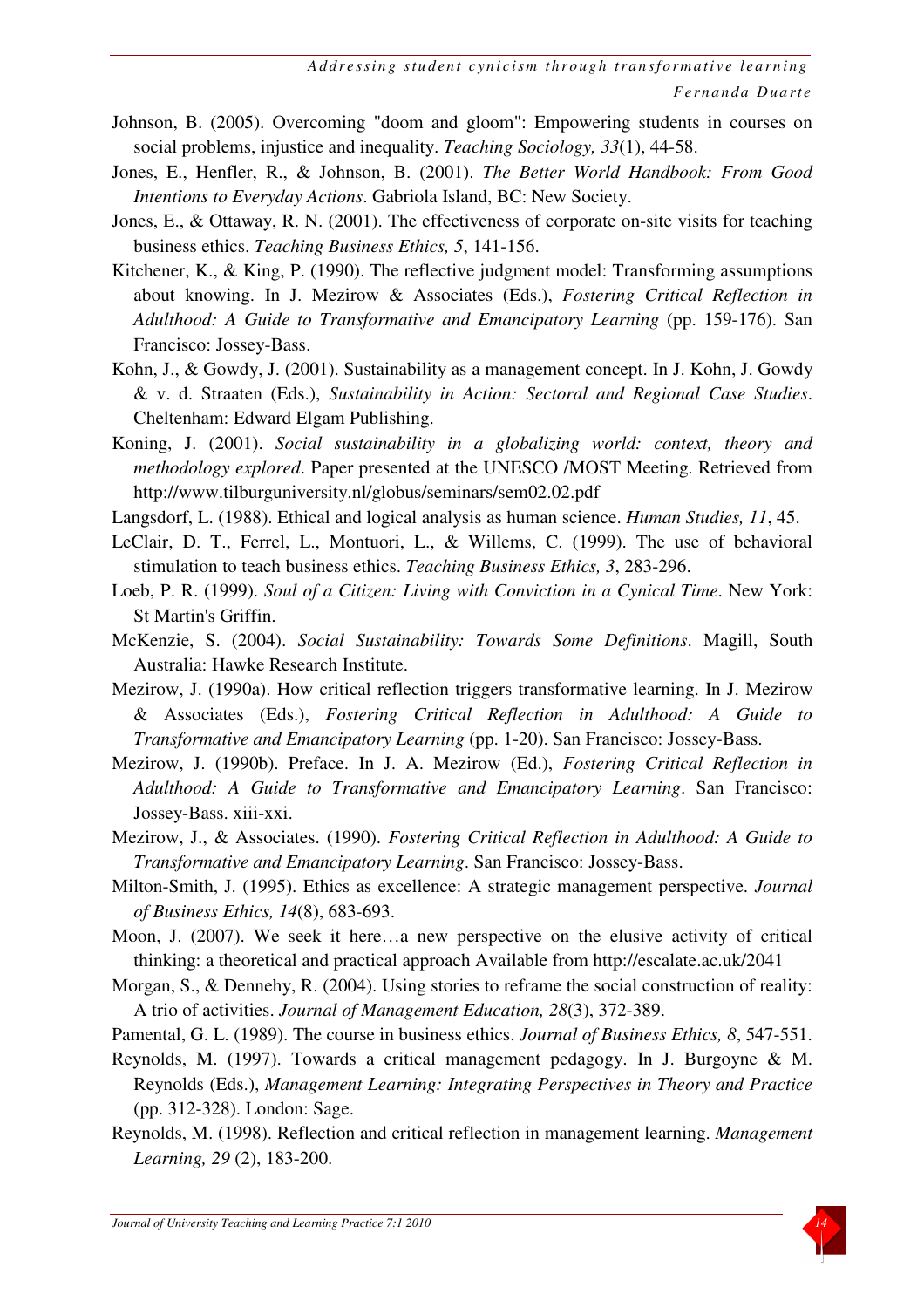Johnson, B. (2005). Overcoming "doom and gloom": Empowering students in courses on social problems, injustice and inequality. *Teaching Sociology, 33*(1), 44-58.

Jones, E., Henfler, R., & Johnson, B. (2001). *The Better World Handbook: From Good Intentions to Everyday Actions*. Gabriola Island, BC: New Society.

Jones, E., & Ottaway, R. N. (2001). The effectiveness of corporate on-site visits for teaching business ethics. *Teaching Business Ethics, 5*, 141-156.

Kitchener, K., & King, P. (1990). The reflective judgment model: Transforming assumptions about knowing. In J. Mezirow & Associates (Eds.), *Fostering Critical Reflection in Adulthood: A Guide to Transformative and Emancipatory Learning* (pp. 159-176). San Francisco: Jossey-Bass.

Kohn, J., & Gowdy, J. (2001). Sustainability as a management concept. In J. Kohn, J. Gowdy & v. d. Straaten (Eds.), *Sustainability in Action: Sectoral and Regional Case Studies*. Cheltenham: Edward Elgam Publishing.

Koning, J. (2001). *Social sustainability in a globalizing world: context, theory and methodology explored*. Paper presented at the UNESCO /MOST Meeting. Retrieved from http://www.tilburguniversity.nl/globus/seminars/sem02.02.pdf

Langsdorf, L. (1988). Ethical and logical analysis as human science. *Human Studies, 11*, 45.

LeClair, D. T., Ferrel, L., Montuori, L., & Willems, C. (1999). The use of behavioral stimulation to teach business ethics. *Teaching Business Ethics, 3*, 283-296.

Loeb, P. R. (1999). *Soul of a Citizen: Living with Conviction in a Cynical Time*. New York: St Martin's Griffin.

McKenzie, S. (2004). *Social Sustainability: Towards Some Definitions*. Magill, South Australia: Hawke Research Institute.

Mezirow, J. (1990a). How critical reflection triggers transformative learning. In J. Mezirow & Associates (Eds.), *Fostering Critical Reflection in Adulthood: A Guide to Transformative and Emancipatory Learning* (pp. 1-20). San Francisco: Jossey-Bass.

Mezirow, J. (1990b). Preface. In J. A. Mezirow (Ed.), *Fostering Critical Reflection in Adulthood: A Guide to Transformative and Emancipatory Learning*. San Francisco: Jossey-Bass. xiii-xxi.

Mezirow, J., & Associates. (1990). *Fostering Critical Reflection in Adulthood: A Guide to Transformative and Emancipatory Learning*. San Francisco: Jossey-Bass.

Milton-Smith, J. (1995). Ethics as excellence: A strategic management perspective. *Journal of Business Ethics, 14*(8), 683-693.

Moon, J. (2007). We seek it here…a new perspective on the elusive activity of critical thinking: a theoretical and practical approach Available from http://escalate.ac.uk/2041

Morgan, S., & Dennehy, R. (2004). Using stories to reframe the social construction of reality: A trio of activities. *Journal of Management Education, 28*(3), 372-389.

Pamental, G. L. (1989). The course in business ethics. *Journal of Business Ethics, 8*, 547-551.

Reynolds, M. (1997). Towards a critical management pedagogy. In J. Burgoyne & M. Reynolds (Eds.), *Management Learning: Integrating Perspectives in Theory and Practice* (pp. 312-328). London: Sage.

Reynolds, M. (1998). Reflection and critical reflection in management learning. *Management Learning, 29* (2), 183-200.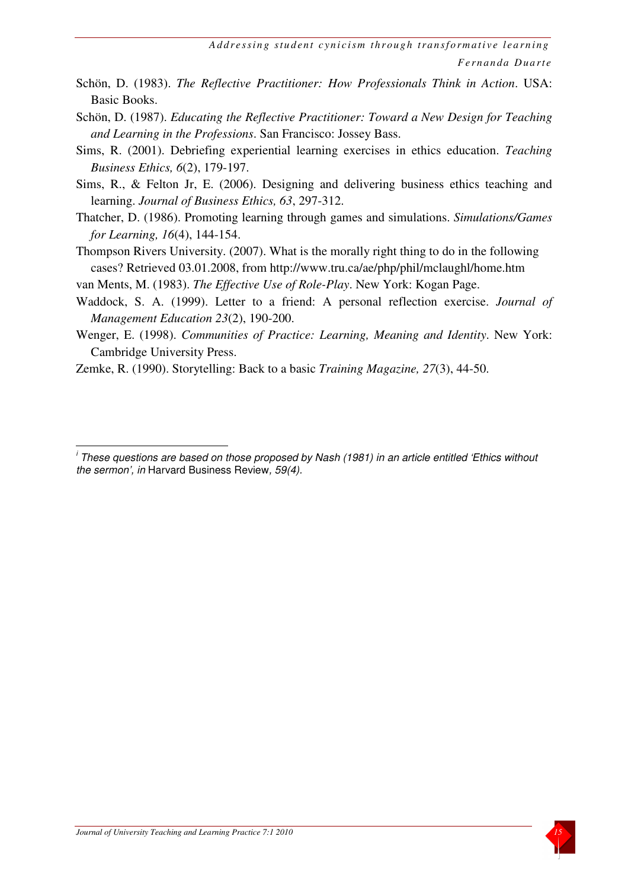Schön, D. (1983). *The Reflective Practitioner: How Professionals Think in Action*. USA: Basic Books.

Schön, D. (1987). *Educating the Reflective Practitioner: Toward a New Design for Teaching and Learning in the Professions*. San Francisco: Jossey Bass.

Sims, R. (2001). Debriefing experiential learning exercises in ethics education. *Teaching Business Ethics, 6*(2), 179-197.

Sims, R., & Felton Jr, E. (2006). Designing and delivering business ethics teaching and learning. *Journal of Business Ethics, 63*, 297-312.

Thatcher, D. (1986). Promoting learning through games and simulations. *Simulations/Games for Learning, 16*(4), 144-154.

Thompson Rivers University. (2007). What is the morally right thing to do in the following cases? Retrieved 03.01.2008, from http://www.tru.ca/ae/php/phil/mclaughl/home.htm

van Ments, M. (1983). *The Effective Use of Role-Play*. New York: Kogan Page.

Waddock, S. A. (1999). Letter to a friend: A personal reflection exercise. *Journal of Management Education 23*(2), 190-200.

Wenger, E. (1998). *Communities of Practice: Learning, Meaning and Identity*. New York: Cambridge University Press.

Zemke, R. (1990). Storytelling: Back to a basic *Training Magazine, 27*(3), 44-50.

---

[i] *These questions are based on those proposed by Nash (1981) in an article entitled 'Ethics without the sermon', in* Harvard Business Review*, 59(4).*